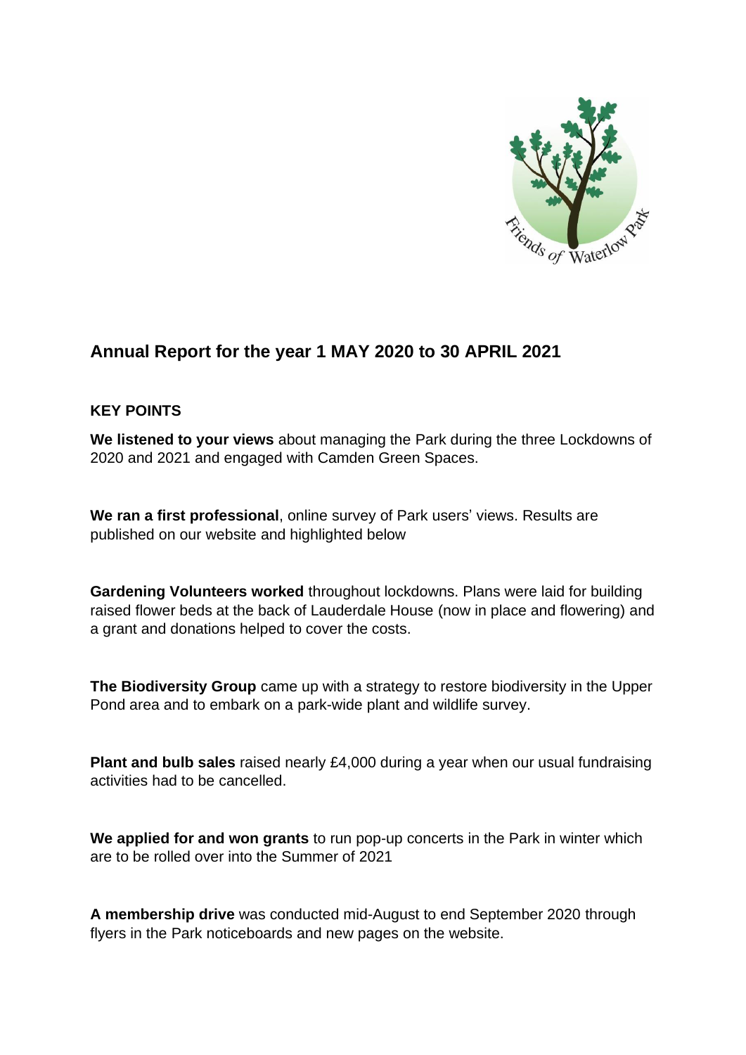# Annual Report for the year 1 MAY 2020 to 30 APRIL 2021

## KEY POINTS

**We listened to your views** about managing the Park during the three Lockdowns of 2020 and 2021 and engaged with Camden Green Spaces.

**We ran a first professional**, online survey of Park users' views. Results are published on our website and highlighted below

**Gardening Volunteers worked** throughout lockdowns. Plans were laid for building raised flower beds at the back of Lauderdale House (now in place and flowering) and a grant and donations helped to cover the costs.

**The Biodiversity Group** came up with a strategy to restore biodiversity in the Upper Pond area and to embark on a park-wide plant and wildlife survey.

**Plant and bulb sales** raised nearly £4,000 during a year when our usual fundraising activities had to be cancelled.

**We applied for and won grants** to run pop-up concerts in the Park in winter which are to be rolled over into the Summer of 2021

**A membership drive** was conducted mid-August to end September 2020 through flyers in the Park noticeboards and new pages on the website.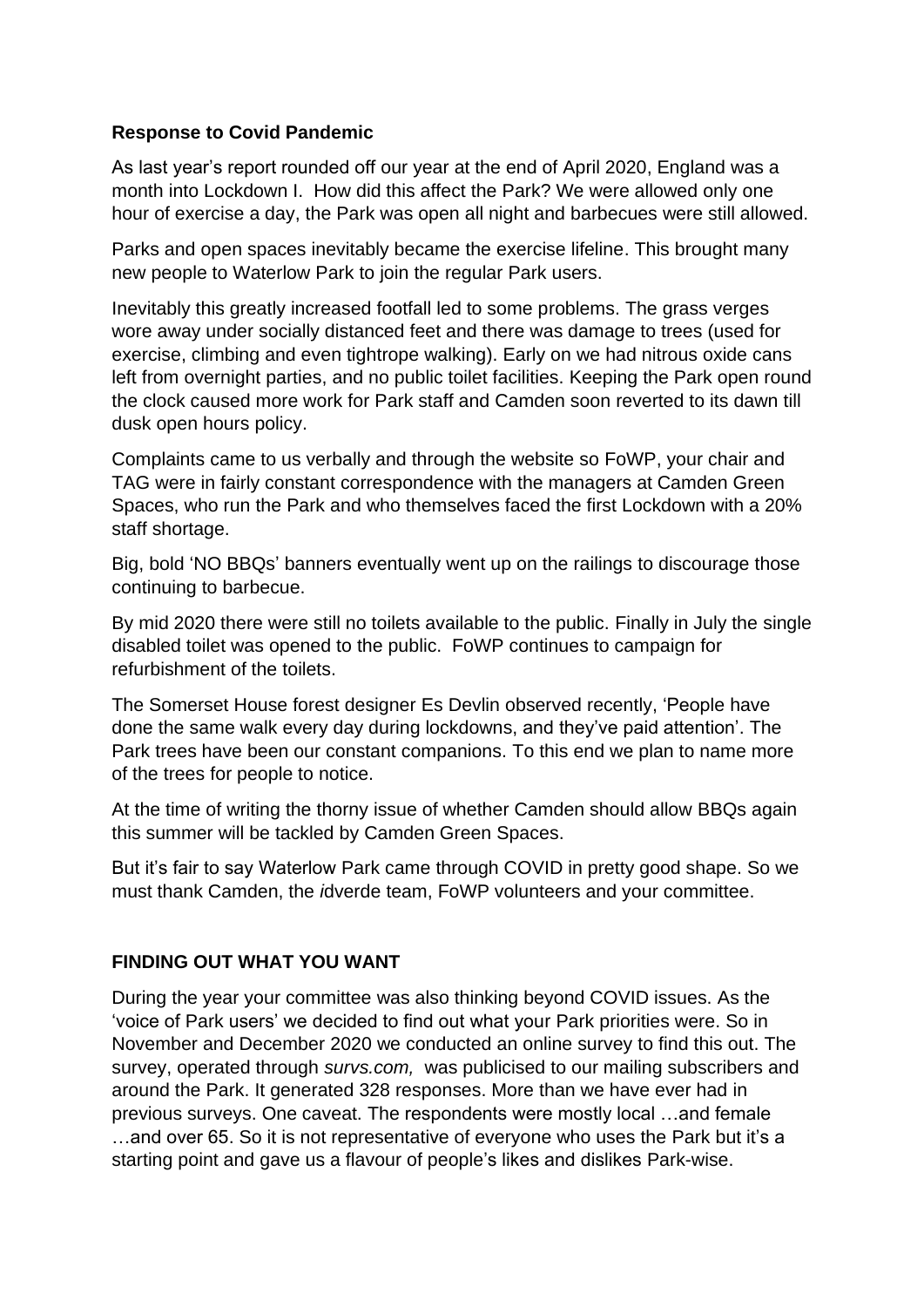### **Response to Covid Pandemic**

As last year's report rounded off our year at the end of April 2020, England was a month into Lockdown I. How did this affect the Park? We were allowed only one hour of exercise a day, the Park was open all night and barbecues were still allowed.

Parks and open spaces inevitably became the exercise lifeline. This brought many new people to Waterlow Park to join the regular Park users.

Inevitably this greatly increased footfall led to some problems. The grass verges wore away under socially distanced feet and there was damage to trees (used for exercise, climbing and even tightrope walking). Early on we had nitrous oxide cans left from overnight parties, and no public toilet facilities. Keeping the Park open round the clock caused more work for Park staff and Camden soon reverted to its dawn till dusk open hours policy.

Complaints came to us verbally and through the website so FoWP, your chair and TAG were in fairly constant correspondence with the managers at Camden Green Spaces, who run the Park and who themselves faced the first Lockdown with a 20% staff shortage.

Big, bold 'NO BBQs' banners eventually went up on the railings to discourage those continuing to barbecue.

By mid 2020 there were still no toilets available to the public. Finally in July the single disabled toilet was opened to the public. FoWP continues to campaign for refurbishment of the toilets.

The Somerset House forest designer Es Devlin observed recently, 'People have done the same walk every day during lockdowns, and they've paid attention'. The Park trees have been our constant companions. To this end we plan to name more of the trees for people to notice.

At the time of writing the thorny issue of whether Camden should allow BBQs again this summer will be tackled by Camden Green Spaces.

But it's fair to say Waterlow Park came through COVID in pretty good shape. So we must thank Camden, the *i*dverde team, FoWP volunteers and your committee.

### **FINDING OUT WHAT YOU WANT**

During the year your committee was also thinking beyond COVID issues. As the 'voice of Park users' we decided to find out what your Park priorities were. So in November and December 2020 we conducted an online survey to find this out. The survey, operated through *survs.com,* was publicised to our mailing subscribers and around the Park. It generated 328 responses. More than we have ever had in previous surveys. One caveat. The respondents were mostly local …and female …and over 65. So it is not representative of everyone who uses the Park but it's a starting point and gave us a flavour of people's likes and dislikes Park-wise.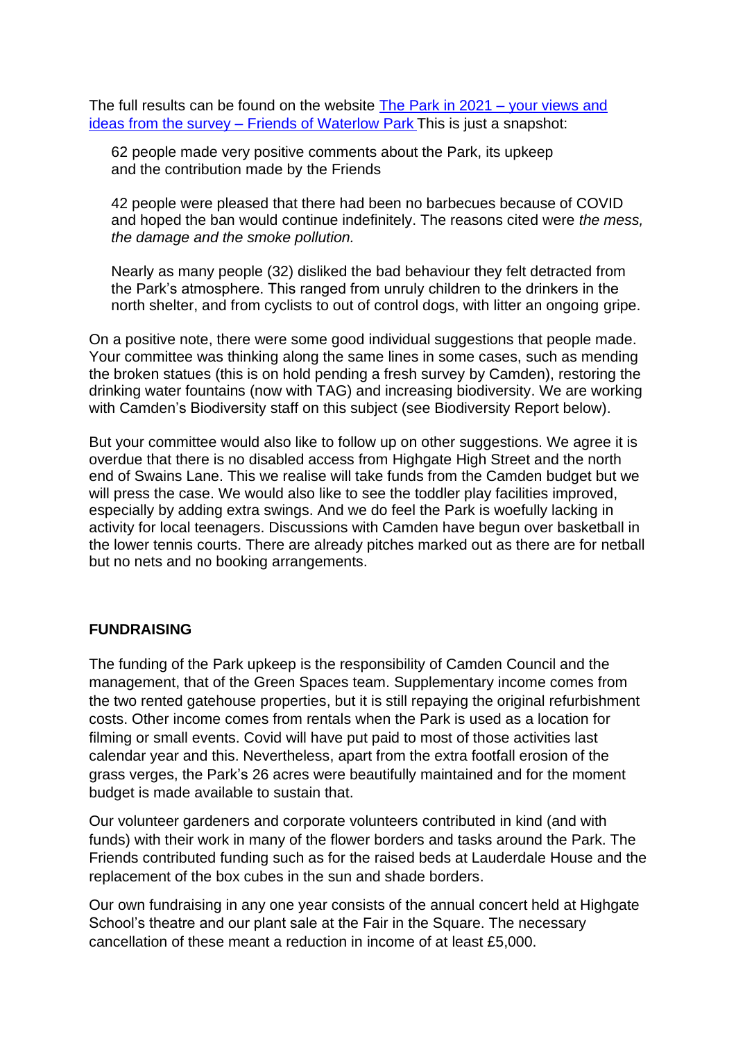The full results can be found on the website [The Park in 2021 – your views and ideas from the survey – Friends of Waterlow Park](The Park in 2021 – your views and ideas from the survey – Friends of Waterlow Park) This is just a snapshot:

> 62 people made very positive comments about the Park, its upkeep and the contribution made by the Friends
>
> 42 people were pleased that there had been no barbecues because of COVID and hoped the ban would continue indefinitely. The reasons cited were *the mess, the damage and the smoke pollution.*
>
> Nearly as many people (32) disliked the bad behaviour they felt detracted from the Park's atmosphere. This ranged from unruly children to the drinkers in the north shelter, and from cyclists to out of control dogs, with litter an ongoing gripe.

On a positive note, there were some good individual suggestions that people made. Your committee was thinking along the same lines in some cases, such as mending the broken statues (this is on hold pending a fresh survey by Camden), restoring the drinking water fountains (now with TAG) and increasing biodiversity. We are working with Camden's Biodiversity staff on this subject (see Biodiversity Report below).

But your committee would also like to follow up on other suggestions. We agree it is overdue that there is no disabled access from Highgate High Street and the north end of Swains Lane. This we realise will take funds from the Camden budget but we will press the case. We would also like to see the toddler play facilities improved, especially by adding extra swings. And we do feel the Park is woefully lacking in activity for local teenagers. Discussions with Camden have begun over basketball in the lower tennis courts. There are already pitches marked out as there are for netball but no nets and no booking arrangements.

**FUNDRAISING**

The funding of the Park upkeep is the responsibility of Camden Council and the management, that of the Green Spaces team. Supplementary income comes from the two rented gatehouse properties, but it is still repaying the original refurbishment costs. Other income comes from rentals when the Park is used as a location for filming or small events. Covid will have put paid to most of those activities last calendar year and this. Nevertheless, apart from the extra footfall erosion of the grass verges, the Park's 26 acres were beautifully maintained and for the moment budget is made available to sustain that.

Our volunteer gardeners and corporate volunteers contributed in kind (and with funds) with their work in many of the flower borders and tasks around the Park. The Friends contributed funding such as for the raised beds at Lauderdale House and the replacement of the box cubes in the sun and shade borders.

Our own fundraising in any one year consists of the annual concert held at Highgate School's theatre and our plant sale at the Fair in the Square. The necessary cancellation of these meant a reduction in income of at least £5,000.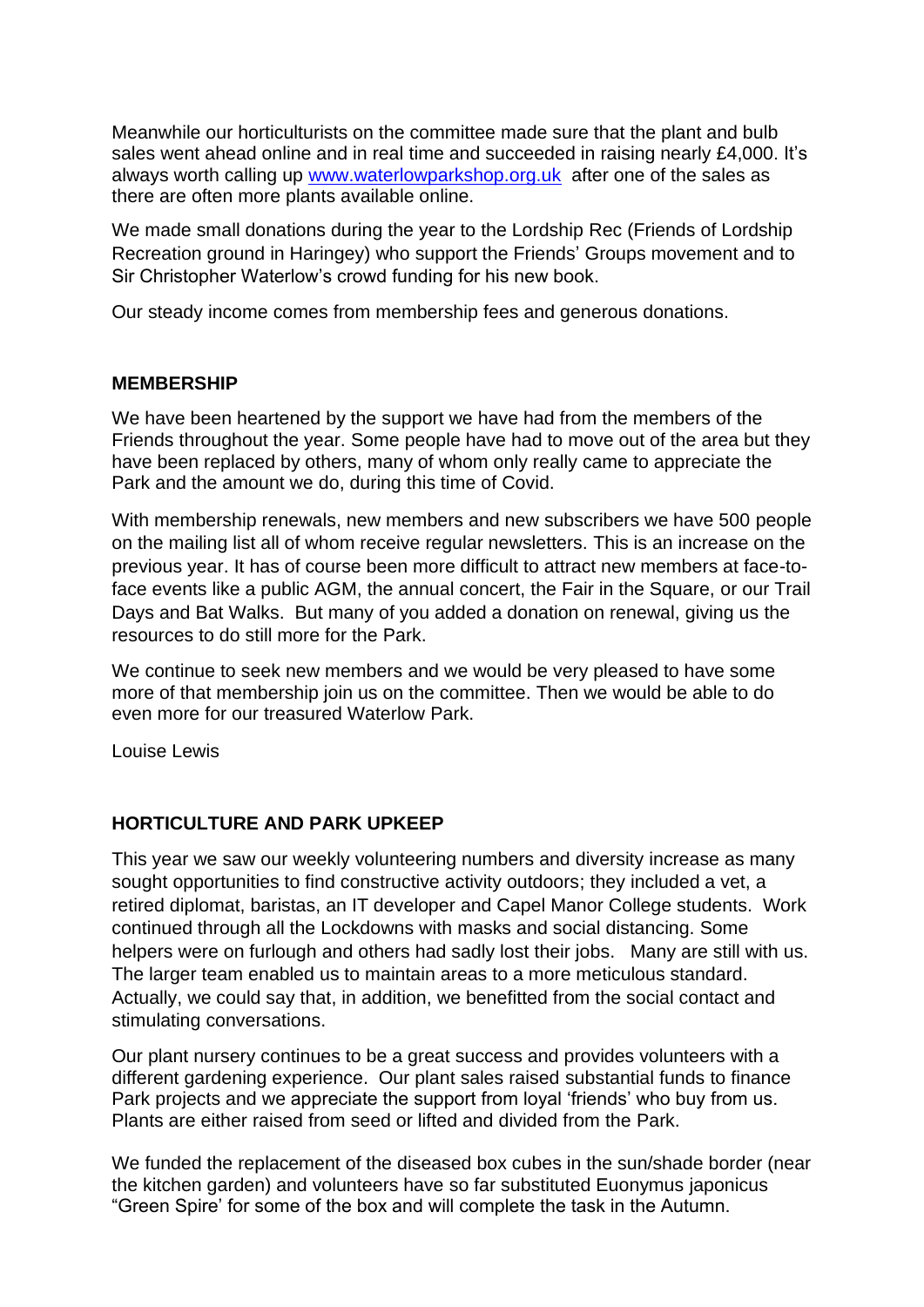Meanwhile our horticulturists on the committee made sure that the plant and bulb sales went ahead online and in real time and succeeded in raising nearly £4,000. It's always worth calling up [www.waterlowparkshop.org.uk](http://www.waterlowparkshop.org.uk) after one of the sales as there are often more plants available online.

We made small donations during the year to the Lordship Rec (Friends of Lordship Recreation ground in Haringey) who support the Friends' Groups movement and to Sir Christopher Waterlow's crowd funding for his new book.

Our steady income comes from membership fees and generous donations.

## MEMBERSHIP

We have been heartened by the support we have had from the members of the Friends throughout the year. Some people have had to move out of the area but they have been replaced by others, many of whom only really came to appreciate the Park and the amount we do, during this time of Covid.

With membership renewals, new members and new subscribers we have 500 people on the mailing list all of whom receive regular newsletters. This is an increase on the previous year. It has of course been more difficult to attract new members at face-to-face events like a public AGM, the annual concert, the Fair in the Square, or our Trail Days and Bat Walks. But many of you added a donation on renewal, giving us the resources to do still more for the Park.

We continue to seek new members and we would be very pleased to have some more of that membership join us on the committee. Then we would be able to do even more for our treasured Waterlow Park.

Louise Lewis

## HORTICULTURE AND PARK UPKEEP

This year we saw our weekly volunteering numbers and diversity increase as many sought opportunities to find constructive activity outdoors; they included a vet, a retired diplomat, baristas, an IT developer and Capel Manor College students. Work continued through all the Lockdowns with masks and social distancing. Some helpers were on furlough and others had sadly lost their jobs. Many are still with us. The larger team enabled us to maintain areas to a more meticulous standard. Actually, we could say that, in addition, we benefitted from the social contact and stimulating conversations.

Our plant nursery continues to be a great success and provides volunteers with a different gardening experience. Our plant sales raised substantial funds to finance Park projects and we appreciate the support from loyal 'friends' who buy from us. Plants are either raised from seed or lifted and divided from the Park.

We funded the replacement of the diseased box cubes in the sun/shade border (near the kitchen garden) and volunteers have so far substituted Euonymus japonicus "Green Spire' for some of the box and will complete the task in the Autumn.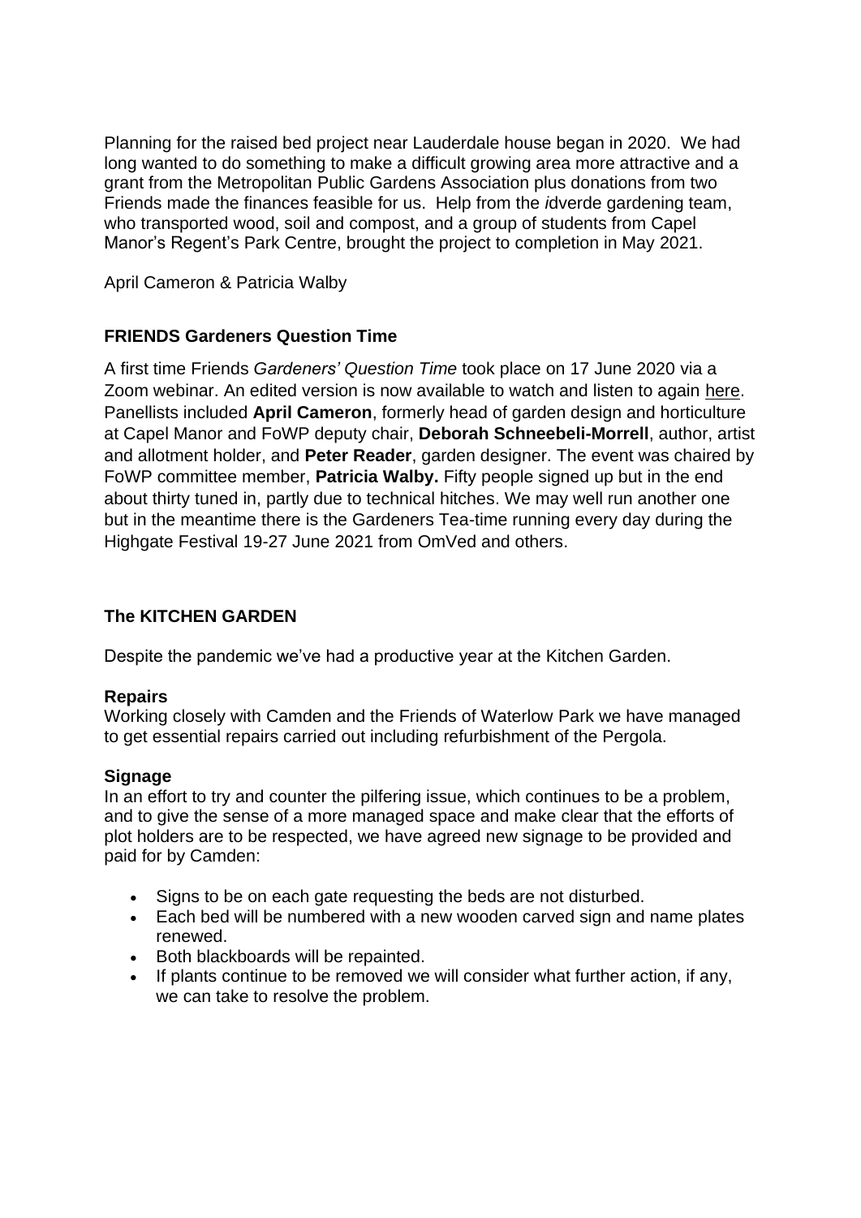Planning for the raised bed project near Lauderdale house began in 2020. We had long wanted to do something to make a difficult growing area more attractive and a grant from the Metropolitan Public Gardens Association plus donations from two Friends made the finances feasible for us. Help from the *i*dverde gardening team, who transported wood, soil and compost, and a group of students from Capel Manor's Regent's Park Centre, brought the project to completion in May 2021.

April Cameron & Patricia Walby

### FRIENDS Gardeners Question Time

A first time Friends *Gardeners' Question Time* took place on 17 June 2020 via a Zoom webinar. An edited version is now available to watch and listen to again here. Panellists included **April Cameron**, formerly head of garden design and horticulture at Capel Manor and FoWP deputy chair, **Deborah Schneebeli-Morrell**, author, artist and allotment holder, and **Peter Reader**, garden designer. The event was chaired by FoWP committee member, **Patricia Walby.** Fifty people signed up but in the end about thirty tuned in, partly due to technical hitches. We may well run another one but in the meantime there is the Gardeners Tea-time running every day during the Highgate Festival 19-27 June 2021 from OmVed and others.

### The KITCHEN GARDEN

Despite the pandemic we've had a productive year at the Kitchen Garden.

**Repairs**
Working closely with Camden and the Friends of Waterlow Park we have managed to get essential repairs carried out including refurbishment of the Pergola.

**Signage**
In an effort to try and counter the pilfering issue, which continues to be a problem, and to give the sense of a more managed space and make clear that the efforts of plot holders are to be respected, we have agreed new signage to be provided and paid for by Camden:

- Signs to be on each gate requesting the beds are not disturbed.
- Each bed will be numbered with a new wooden carved sign and name plates renewed.
- Both blackboards will be repainted.
- If plants continue to be removed we will consider what further action, if any, we can take to resolve the problem.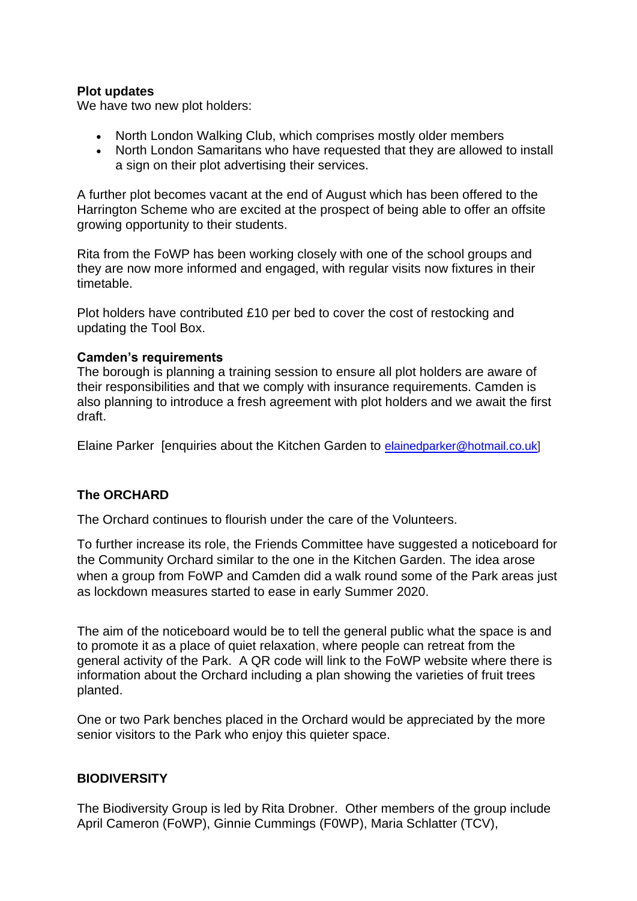**Plot updates**

We have two new plot holders:

- North London Walking Club, which comprises mostly older members
- North London Samaritans who have requested that they are allowed to install a sign on their plot advertising their services.

A further plot becomes vacant at the end of August which has been offered to the Harrington Scheme who are excited at the prospect of being able to offer an offsite growing opportunity to their students.

Rita from the FoWP has been working closely with one of the school groups and they are now more informed and engaged, with regular visits now fixtures in their timetable.

Plot holders have contributed £10 per bed to cover the cost of restocking and updating the Tool Box.

**Camden's requirements**

The borough is planning a training session to ensure all plot holders are aware of their responsibilities and that we comply with insurance requirements. Camden is also planning to introduce a fresh agreement with plot holders and we await the first draft.

Elaine Parker [enquiries about the Kitchen Garden to elainedparker@hotmail.co.uk]

**The ORCHARD**

The Orchard continues to flourish under the care of the Volunteers.

To further increase its role, the Friends Committee have suggested a noticeboard for the Community Orchard similar to the one in the Kitchen Garden. The idea arose when a group from FoWP and Camden did a walk round some of the Park areas just as lockdown measures started to ease in early Summer 2020.

The aim of the noticeboard would be to tell the general public what the space is and to promote it as a place of quiet relaxation, where people can retreat from the general activity of the Park. A QR code will link to the FoWP website where there is information about the Orchard including a plan showing the varieties of fruit trees planted.

One or two Park benches placed in the Orchard would be appreciated by the more senior visitors to the Park who enjoy this quieter space.

**BIODIVERSITY**

The Biodiversity Group is led by Rita Drobner. Other members of the group include April Cameron (FoWP), Ginnie Cummings (F0WP), Maria Schlatter (TCV),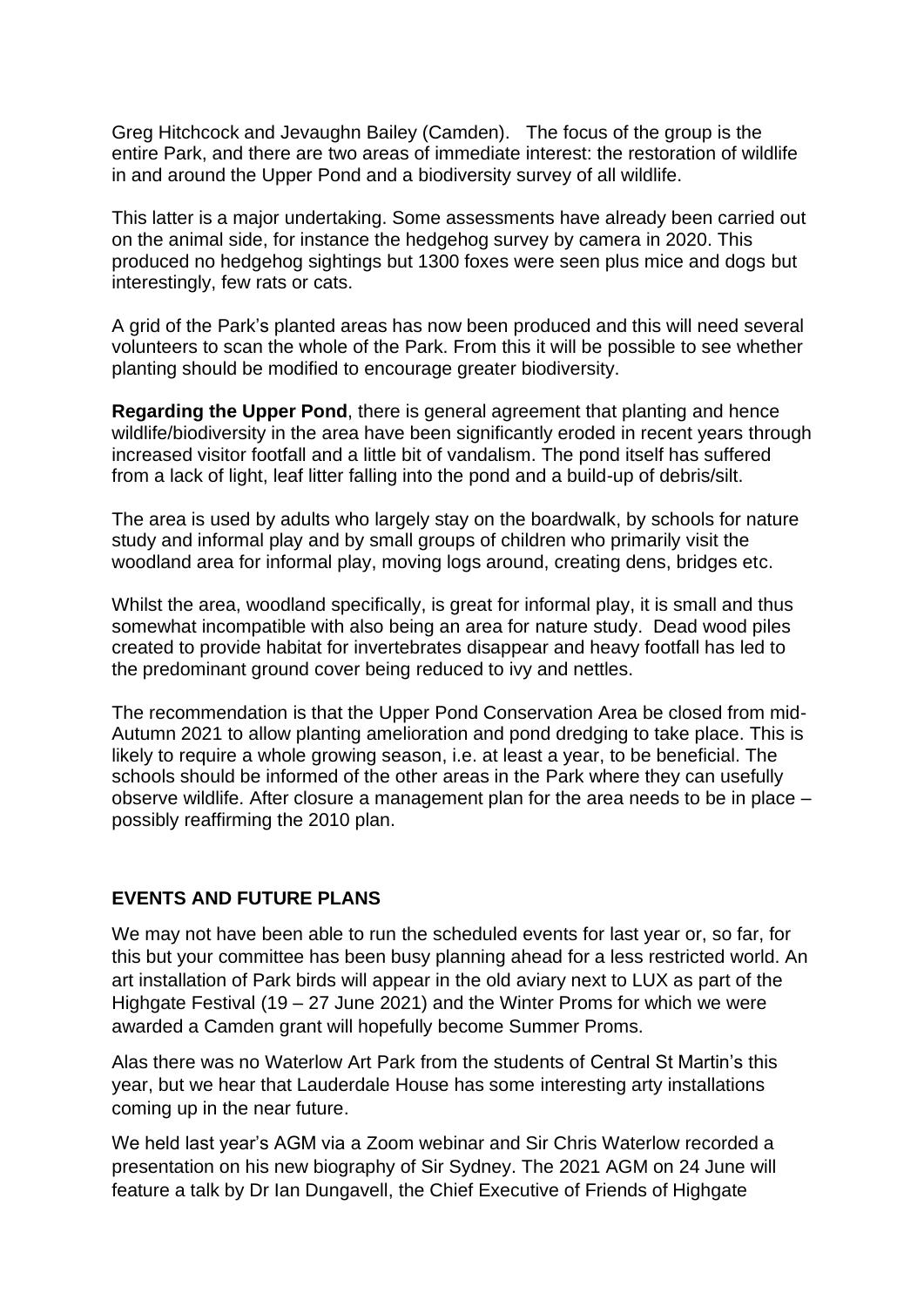Greg Hitchcock and Jevaughn Bailey (Camden). The focus of the group is the entire Park, and there are two areas of immediate interest: the restoration of wildlife in and around the Upper Pond and a biodiversity survey of all wildlife.

This latter is a major undertaking. Some assessments have already been carried out on the animal side, for instance the hedgehog survey by camera in 2020. This produced no hedgehog sightings but 1300 foxes were seen plus mice and dogs but interestingly, few rats or cats.

A grid of the Park's planted areas has now been produced and this will need several volunteers to scan the whole of the Park. From this it will be possible to see whether planting should be modified to encourage greater biodiversity.

**Regarding the Upper Pond**, there is general agreement that planting and hence wildlife/biodiversity in the area have been significantly eroded in recent years through increased visitor footfall and a little bit of vandalism. The pond itself has suffered from a lack of light, leaf litter falling into the pond and a build-up of debris/silt.

The area is used by adults who largely stay on the boardwalk, by schools for nature study and informal play and by small groups of children who primarily visit the woodland area for informal play, moving logs around, creating dens, bridges etc.

Whilst the area, woodland specifically, is great for informal play, it is small and thus somewhat incompatible with also being an area for nature study. Dead wood piles created to provide habitat for invertebrates disappear and heavy footfall has led to the predominant ground cover being reduced to ivy and nettles.

The recommendation is that the Upper Pond Conservation Area be closed from mid-Autumn 2021 to allow planting amelioration and pond dredging to take place. This is likely to require a whole growing season, i.e. at least a year, to be beneficial. The schools should be informed of the other areas in the Park where they can usefully observe wildlife. After closure a management plan for the area needs to be in place – possibly reaffirming the 2010 plan.

## EVENTS AND FUTURE PLANS

We may not have been able to run the scheduled events for last year or, so far, for this but your committee has been busy planning ahead for a less restricted world. An art installation of Park birds will appear in the old aviary next to LUX as part of the Highgate Festival (19 – 27 June 2021) and the Winter Proms for which we were awarded a Camden grant will hopefully become Summer Proms.

Alas there was no Waterlow Art Park from the students of Central St Martin's this year, but we hear that Lauderdale House has some interesting arty installations coming up in the near future.

We held last year's AGM via a Zoom webinar and Sir Chris Waterlow recorded a presentation on his new biography of Sir Sydney. The 2021 AGM on 24 June will feature a talk by Dr Ian Dungavell, the Chief Executive of Friends of Highgate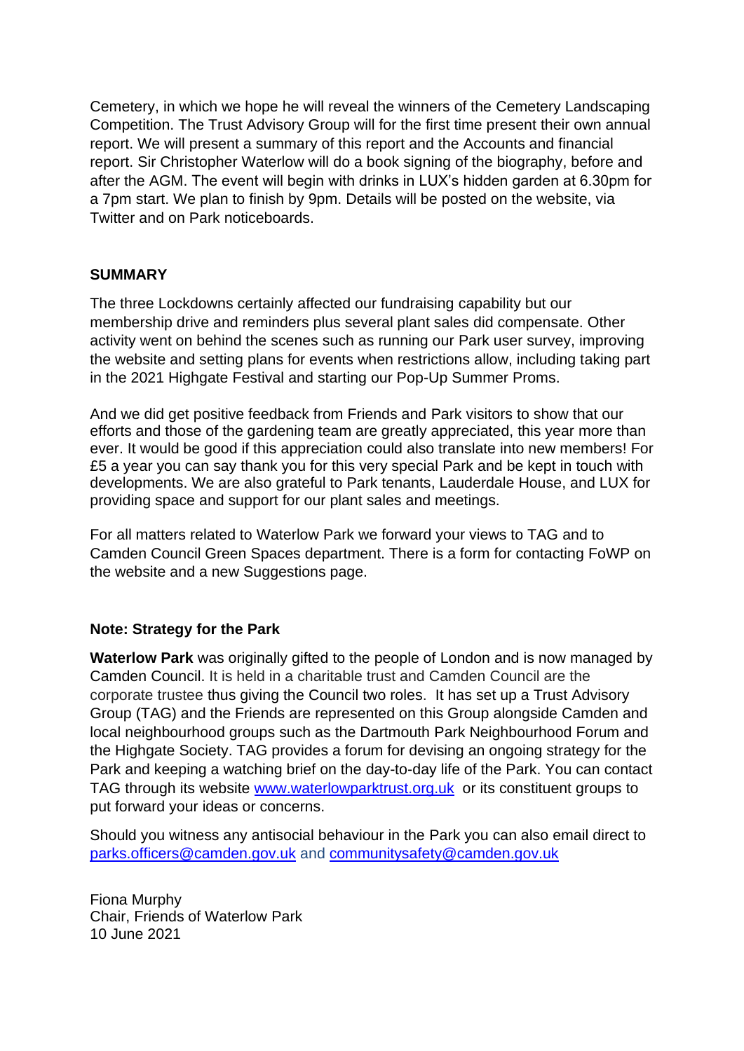Cemetery, in which we hope he will reveal the winners of the Cemetery Landscaping Competition. The Trust Advisory Group will for the first time present their own annual report. We will present a summary of this report and the Accounts and financial report. Sir Christopher Waterlow will do a book signing of the biography, before and after the AGM. The event will begin with drinks in LUX's hidden garden at 6.30pm for a 7pm start. We plan to finish by 9pm. Details will be posted on the website, via Twitter and on Park noticeboards.

## SUMMARY

The three Lockdowns certainly affected our fundraising capability but our membership drive and reminders plus several plant sales did compensate. Other activity went on behind the scenes such as running our Park user survey, improving the website and setting plans for events when restrictions allow, including taking part in the 2021 Highgate Festival and starting our Pop-Up Summer Proms.

And we did get positive feedback from Friends and Park visitors to show that our efforts and those of the gardening team are greatly appreciated, this year more than ever. It would be good if this appreciation could also translate into new members! For £5 a year you can say thank you for this very special Park and be kept in touch with developments. We are also grateful to Park tenants, Lauderdale House, and LUX for providing space and support for our plant sales and meetings.

For all matters related to Waterlow Park we forward your views to TAG and to Camden Council Green Spaces department. There is a form for contacting FoWP on the website and a new Suggestions page.

### Note: Strategy for the Park

**Waterlow Park** was originally gifted to the people of London and is now managed by Camden Council. It is held in a charitable trust and Camden Council are the corporate trustee thus giving the Council two roles. It has set up a Trust Advisory Group (TAG) and the Friends are represented on this Group alongside Camden and local neighbourhood groups such as the Dartmouth Park Neighbourhood Forum and the Highgate Society. TAG provides a forum for devising an ongoing strategy for the Park and keeping a watching brief on the day-to-day life of the Park. You can contact TAG through its website www.waterlowparktrust.org.uk or its constituent groups to put forward your ideas or concerns.

Should you witness any antisocial behaviour in the Park you can also email direct to parks.officers@camden.gov.uk and communitysafety@camden.gov.uk

Fiona Murphy
Chair, Friends of Waterlow Park
10 June 2021